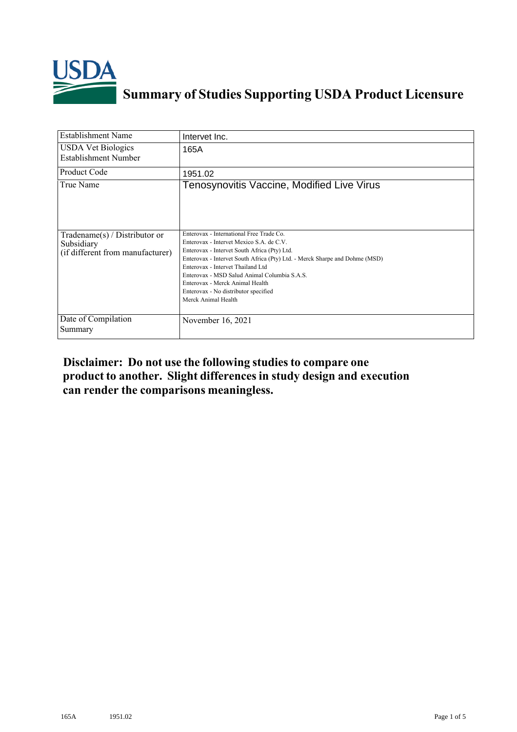# Summary of Studies Supporting USDA Product Licensure

| Establishment Name | Intervet Inc. |
|---|---|
| USDA Vet Biologics Establishment Number | 165A |
| Product Code | 1951.02 |
| True Name | Tenosynovitis Vaccine, Modified Live Virus |
| Tradename(s) / Distributor or Subsidiary (if different from manufacturer) | Enterovax - International Free Trade Co.<br>Enterovax - Intervet Mexico S.A. de C.V.<br>Enterovax - Intervet South Africa (Pty) Ltd.<br>Enterovax - Intervet South Africa (Pty) Ltd. - Merck Sharpe and Dohme (MSD)<br>Enterovax - Intervet Thailand Ltd<br>Enterovax - MSD Salud Animal Columbia S.A.S.<br>Enterovax - Merck Animal Health<br>Enterovax - No distributor specified<br>Merck Animal Health |
| Date of Compilation Summary | November 16, 2021 |

**Disclaimer: Do not use the following studies to compare one product to another. Slight differences in study design and execution can render the comparisons meaningless.**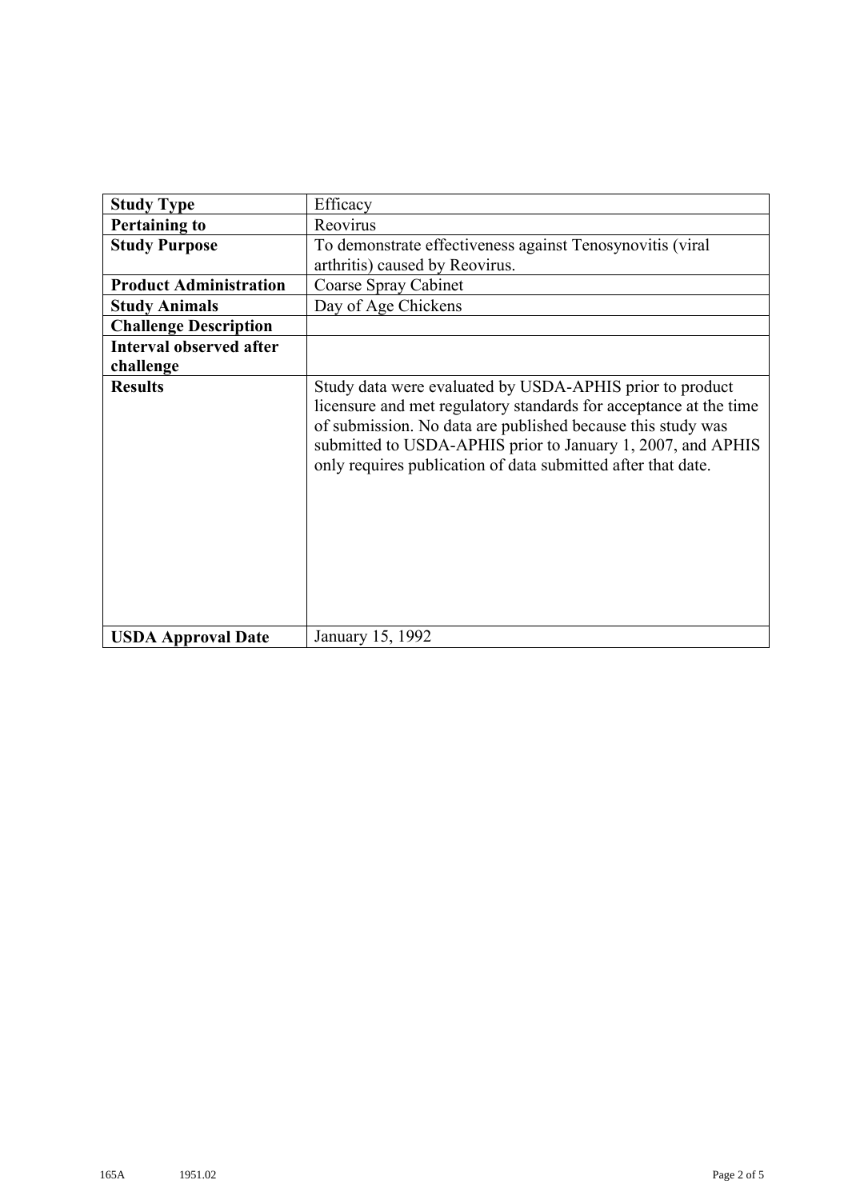| **Study Type** | Efficacy |
| --- | --- |
| **Pertaining to** | Reovirus |
| **Study Purpose** | To demonstrate effectiveness against Tenosynovitis (viral arthritis) caused by Reovirus. |
| **Product Administration** | Coarse Spray Cabinet |
| **Study Animals** | Day of Age Chickens |
| **Challenge Description** | |
| **Interval observed after challenge** | |
| **Results** | Study data were evaluated by USDA-APHIS prior to product licensure and met regulatory standards for acceptance at the time of submission. No data are published because this study was submitted to USDA-APHIS prior to January 1, 2007, and APHIS only requires publication of data submitted after that date. |
| **USDA Approval Date** | January 15, 1992 |

165A 1951.02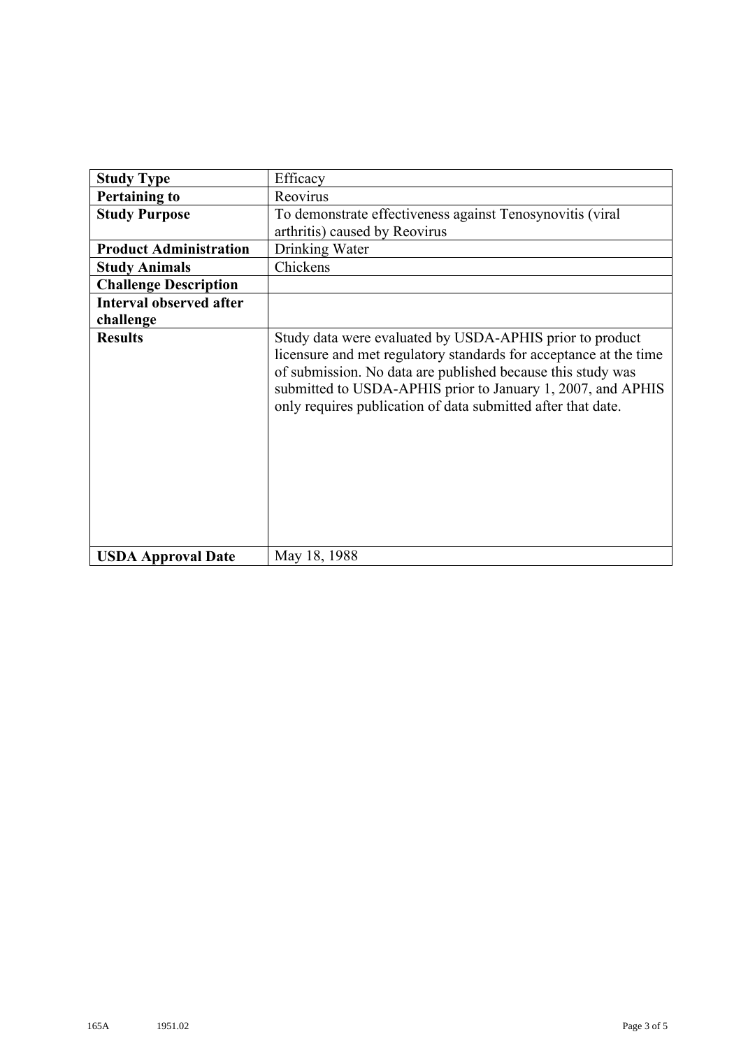| Study Type | Efficacy |
| --- | --- |
| **Pertaining to** | Reovirus |
| **Study Purpose** | To demonstrate effectiveness against Tenosynovitis (viral arthritis) caused by Reovirus |
| **Product Administration** | Drinking Water |
| **Study Animals** | Chickens |
| **Challenge Description** | |
| **Interval observed after challenge** | |
| **Results** | Study data were evaluated by USDA-APHIS prior to product licensure and met regulatory standards for acceptance at the time of submission. No data are published because this study was submitted to USDA-APHIS prior to January 1, 2007, and APHIS only requires publication of data submitted after that date. |
| **USDA Approval Date** | May 18, 1988 |

165A 1951.02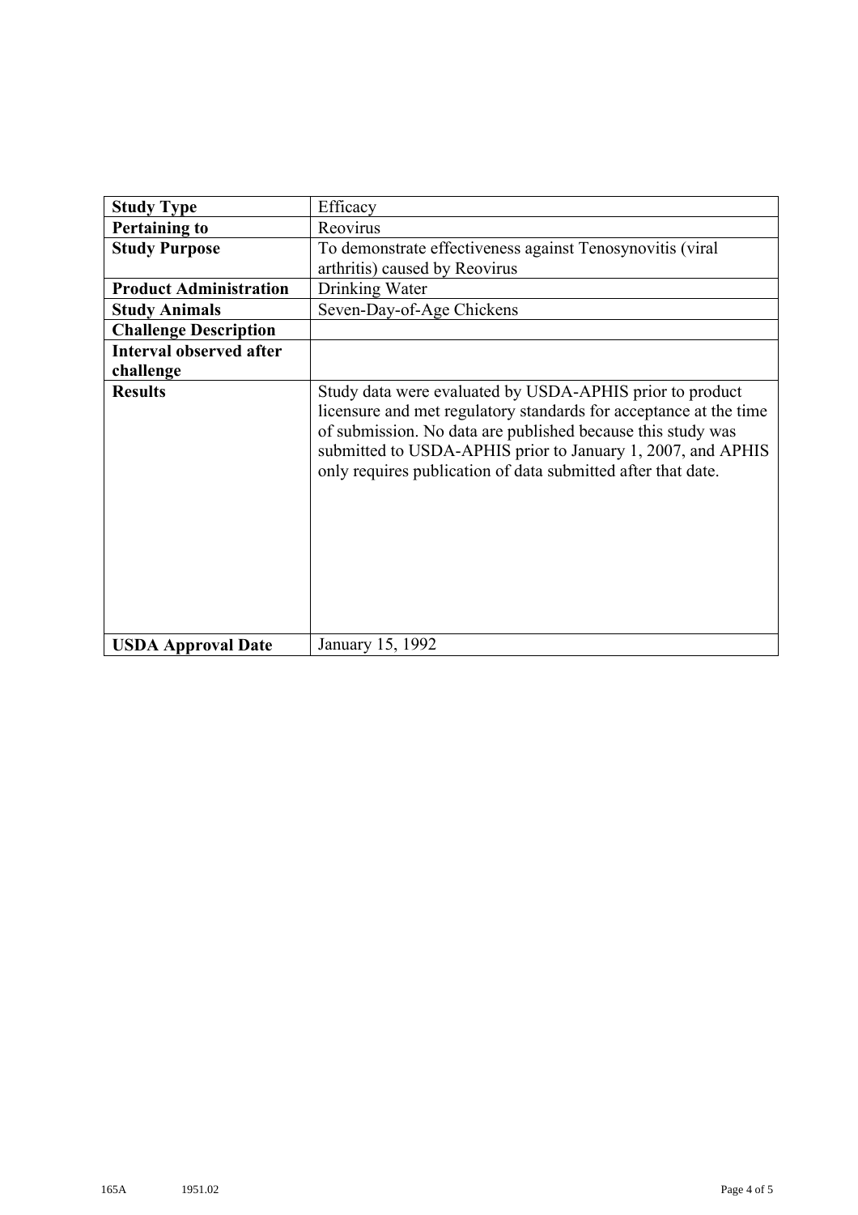| **Study Type** | Efficacy |
|---|---|
| **Pertaining to** | Reovirus |
| **Study Purpose** | To demonstrate effectiveness against Tenosynovitis (viral arthritis) caused by Reovirus |
| **Product Administration** | Drinking Water |
| **Study Animals** | Seven-Day-of-Age Chickens |
| **Challenge Description** | |
| **Interval observed after challenge** | |
| **Results** | Study data were evaluated by USDA-APHIS prior to product licensure and met regulatory standards for acceptance at the time of submission. No data are published because this study was submitted to USDA-APHIS prior to January 1, 2007, and APHIS only requires publication of data submitted after that date. |
| **USDA Approval Date** | January 15, 1992 |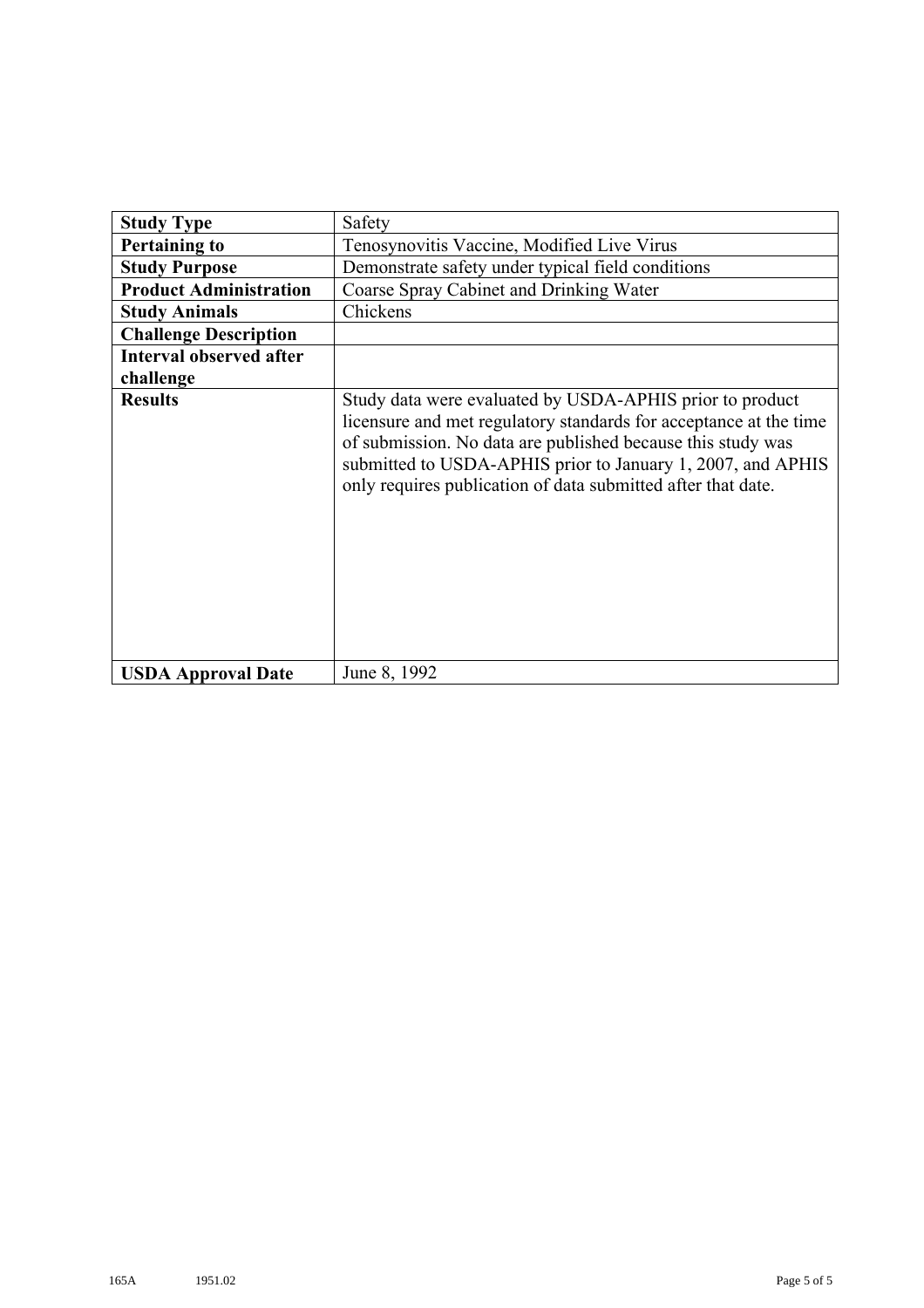| | |
|---|---|
| **Study Type** | Safety |
| **Pertaining to** | Tenosynovitis Vaccine, Modified Live Virus |
| **Study Purpose** | Demonstrate safety under typical field conditions |
| **Product Administration** | Coarse Spray Cabinet and Drinking Water |
| **Study Animals** | Chickens |
| **Challenge Description** | |
| **Interval observed after challenge** | |
| **Results** | Study data were evaluated by USDA-APHIS prior to product licensure and met regulatory standards for acceptance at the time of submission. No data are published because this study was submitted to USDA-APHIS prior to January 1, 2007, and APHIS only requires publication of data submitted after that date. |
| **USDA Approval Date** | June 8, 1992 |

165A 1951.02